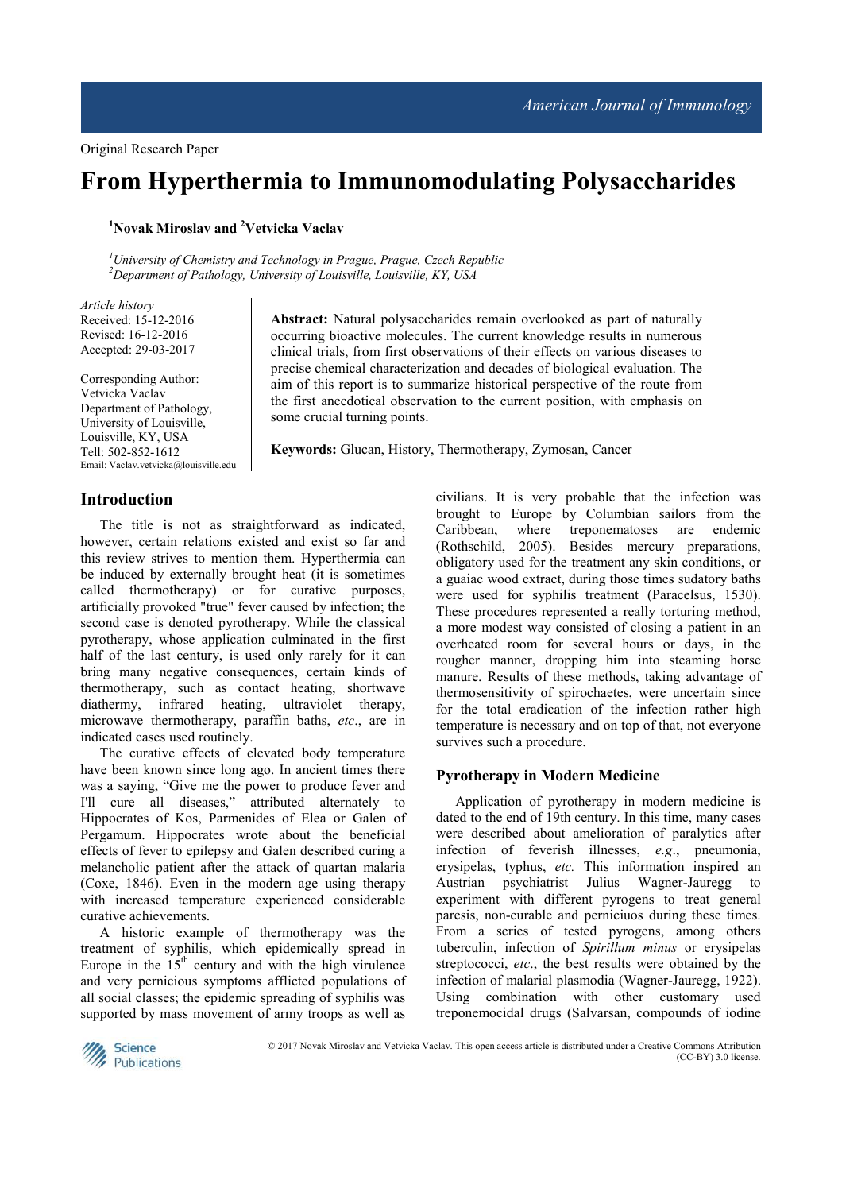Original Research Paper

# From Hyperthermia to Immunomodulating Polysaccharides

[1]Novak Miroslav and [2]Vetvicka Vaclav

[1]*University of Chemistry and Technology in Prague, Prague, Czech Republic*
[2]*Department of Pathology, University of Louisville, Louisville, KY, USA*

*Article history*
Received: 15-12-2016
Revised: 16-12-2016
Accepted: 29-03-2017

Corresponding Author:
Vetvicka Vaclav
Department of Pathology,
University of Louisville,
Louisville, KY, USA
Tell: 502-852-1612
Email: Vaclav.vetvicka@louisville.edu

**Abstract:** Natural polysaccharides remain overlooked as part of naturally occurring bioactive molecules. The current knowledge results in numerous clinical trials, from first observations of their effects on various diseases to precise chemical characterization and decades of biological evaluation. The aim of this report is to summarize historical perspective of the route from the first anecdotical observation to the current position, with emphasis on some crucial turning points.

**Keywords:** Glucan, History, Thermotherapy, Zymosan, Cancer

## Introduction

The title is not as straightforward as indicated, however, certain relations existed and exist so far and this review strives to mention them. Hyperthermia can be induced by externally brought heat (it is sometimes called thermotherapy) or for curative purposes, artificially provoked "true" fever caused by infection; the second case is denoted pyrotherapy. While the classical pyrotherapy, whose application culminated in the first half of the last century, is used only rarely for it can bring many negative consequences, certain kinds of thermotherapy, such as contact heating, shortwave diathermy, infrared heating, ultraviolet therapy, microwave thermotherapy, paraffin baths, *etc*., are in indicated cases used routinely.

The curative effects of elevated body temperature have been known since long ago. In ancient times there was a saying, "Give me the power to produce fever and I'll cure all diseases," attributed alternately to Hippocrates of Kos, Parmenides of Elea or Galen of Pergamum. Hippocrates wrote about the beneficial effects of fever to epilepsy and Galen described curing a melancholic patient after the attack of quartan malaria (Coxe, 1846). Even in the modern age using therapy with increased temperature experienced considerable curative achievements.

A historic example of thermotherapy was the treatment of syphilis, which epidemically spread in Europe in the 15th century and with the high virulence and very pernicious symptoms afflicted populations of all social classes; the epidemic spreading of syphilis was supported by mass movement of army troops as well as civilians. It is very probable that the infection was brought to Europe by Columbian sailors from the Caribbean, where treponematoses are endemic (Rothschild, 2005). Besides mercury preparations, obligatory used for the treatment any skin conditions, or a guaiac wood extract, during those times sudatory baths were used for syphilis treatment (Paracelsus, 1530). These procedures represented a really torturing method, a more modest way consisted of closing a patient in an overheated room for several hours or days, in the rougher manner, dropping him into steaming horse manure. Results of these methods, taking advantage of thermosensitivity of spirochaetes, were uncertain since for the total eradication of the infection rather high temperature is necessary and on top of that, not everyone survives such a procedure.

## Pyrotherapy in Modern Medicine

Application of pyrotherapy in modern medicine is dated to the end of 19th century. In this time, many cases were described about amelioration of paralytics after infection of feverish illnesses, *e.g*., pneumonia, erysipelas, typhus, *etc.* This information inspired an Austrian psychiatrist Julius Wagner-Jauregg to experiment with different pyrogens to treat general paresis, non-curable and perniciuos during these times. From a series of tested pyrogens, among others tuberculin, infection of *Spirillum minus* or erysipelas streptococci, *etc*., the best results were obtained by the infection of malarial plasmodia (Wagner-Jauregg, 1922). Using combination with other customary used treponemocidal drugs (Salvarsan, compounds of iodine

© 2017 Novak Miroslav and Vetvicka Vaclav. This open access article is distributed under a Creative Commons Attribution (CC-BY) 3.0 license.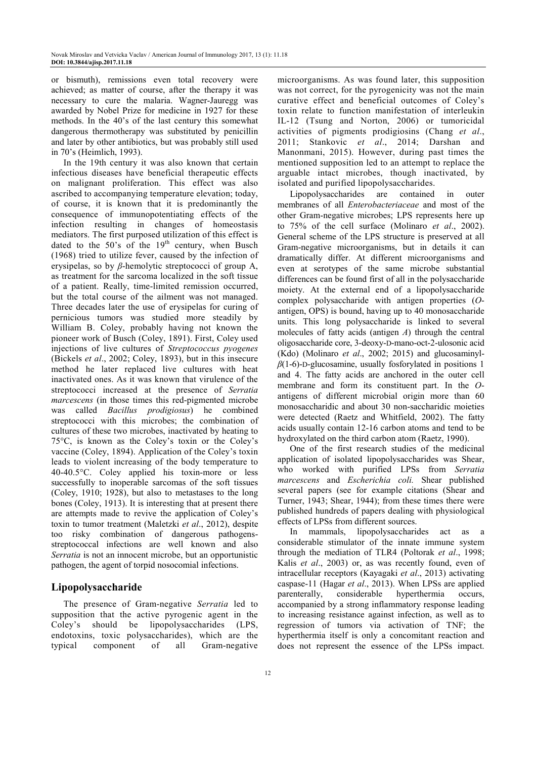or bismuth), remissions even total recovery were achieved; as matter of course, after the therapy it was necessary to cure the malaria. Wagner-Jauregg was awarded by Nobel Prize for medicine in 1927 for these methods. In the 40's of the last century this somewhat dangerous thermotherapy was substituted by penicillin and later by other antibiotics, but was probably still used in 70's (Heimlich, 1993).

In the 19th century it was also known that certain infectious diseases have beneficial therapeutic effects on malignant proliferation. This effect was also ascribed to accompanying temperature elevation; today, of course, it is known that it is predominantly the consequence of immunopotentiating effects of the infection resulting in changes of homeostasis mediators. The first purposed utilization of this effect is dated to the 50's of the 19th century, when Busch (1968) tried to utilize fever, caused by the infection of erysipelas, so by *β*-hemolytic streptococci of group A, as treatment for the sarcoma localized in the soft tissue of a patient. Really, time-limited remission occurred, but the total course of the ailment was not managed. Three decades later the use of erysipelas for curing of pernicious tumors was studied more steadily by William B. Coley, probably having not known the pioneer work of Busch (Coley, 1891). First, Coley used injections of live cultures of *Streptococcus pyogenes* (Bickels *et al*., 2002; Coley, 1893), but in this insecure method he later replaced live cultures with heat inactivated ones. As it was known that virulence of the streptococci increased at the presence of *Serratia marcescens* (in those times this red-pigmented microbe was called *Bacillus prodigiosus*) he combined streptococci with this microbes; the combination of cultures of these two microbes, inactivated by heating to 75°C, is known as the Coley's toxin or the Coley's vaccine (Coley, 1894). Application of the Coley's toxin leads to violent increasing of the body temperature to 40-40.5°C. Coley applied his toxin-more or less successfully to inoperable sarcomas of the soft tissues (Coley, 1910; 1928), but also to metastases to the long bones (Coley, 1913). It is interesting that at present there are attempts made to revive the application of Coley's toxin to tumor treatment (Maletzki *et al*., 2012), despite too risky combination of dangerous pathogens-streptococcal infections are well known and also *Serratia* is not an innocent microbe, but an opportunistic pathogen, the agent of torpid nosocomial infections.

## Lipopolysaccharide

The presence of Gram-negative *Serratia* led to supposition that the active pyrogenic agent in the Coley's should be lipopolysaccharides (LPS, endotoxins, toxic polysaccharides), which are the typical component of all Gram-negative microorganisms. As was found later, this supposition was not correct, for the pyrogenicity was not the main curative effect and beneficial outcomes of Coley's toxin relate to function manifestation of interleukin IL-12 (Tsung and Norton, 2006) or tumoricidal activities of pigments prodigiosins (Chang *et al*., 2011; Stankovic *et al*., 2014; Darshan and Manonmani, 2015). However, during past times the mentioned supposition led to an attempt to replace the arguable intact microbes, though inactivated, by isolated and purified lipopolysaccharides.

Lipopolysaccharides are contained in outer membranes of all *Enterobacteriaceae* and most of the other Gram-negative microbes; LPS represents here up to 75% of the cell surface (Molinaro *et al*., 2002). General scheme of the LPS structure is preserved at all Gram-negative microorganisms, but in details it can dramatically differ. At different microorganisms and even at serotypes of the same microbe substantial differences can be found first of all in the polysaccharide moiety. At the external end of a lipopolysaccharide complex polysaccharide with antigen properties (*O*-antigen, OPS) is bound, having up to 40 monosaccharide units. This long polysaccharide is linked to several molecules of fatty acids (antigen *A*) through the central oligosaccharide core, 3-deoxy-D-mano-oct-2-ulosonic acid (Kdo) (Molinaro *et al*., 2002; 2015) and glucosaminyl-*β*(1-6)-D-glucosamine, usually fosforylated in positions 1 and 4. The fatty acids are anchored in the outer cell membrane and form its constituent part. In the *O*-antigens of different microbial origin more than 60 monosaccharidic and about 30 non-saccharidic moieties were detected (Raetz and Whitfield, 2002). The fatty acids usually contain 12-16 carbon atoms and tend to be hydroxylated on the third carbon atom (Raetz, 1990).

One of the first research studies of the medicinal application of isolated lipopolysaccharides was Shear, who worked with purified LPSs from *Serratia marcescens* and *Escherichia coli.* Shear published several papers (see for example citations (Shear and Turner, 1943; Shear, 1944); from these times there were published hundreds of papers dealing with physiological effects of LPSs from different sources.

In mammals, lipopolysaccharides act as a considerable stimulator of the innate immune system through the mediation of TLR4 (Poltorak *et al*., 1998; Kalis *et al*., 2003) or, as was recently found, even of intracellular receptors (Kayagaki *et al*., 2013) activating caspase-11 (Hagar *et al*., 2013). When LPSs are applied parenterally, considerable hyperthermia occurs, accompanied by a strong inflammatory response leading to increasing resistance against infection, as well as to regression of tumors via activation of TNF; the hyperthermia itself is only a concomitant reaction and does not represent the essence of the LPSs impact.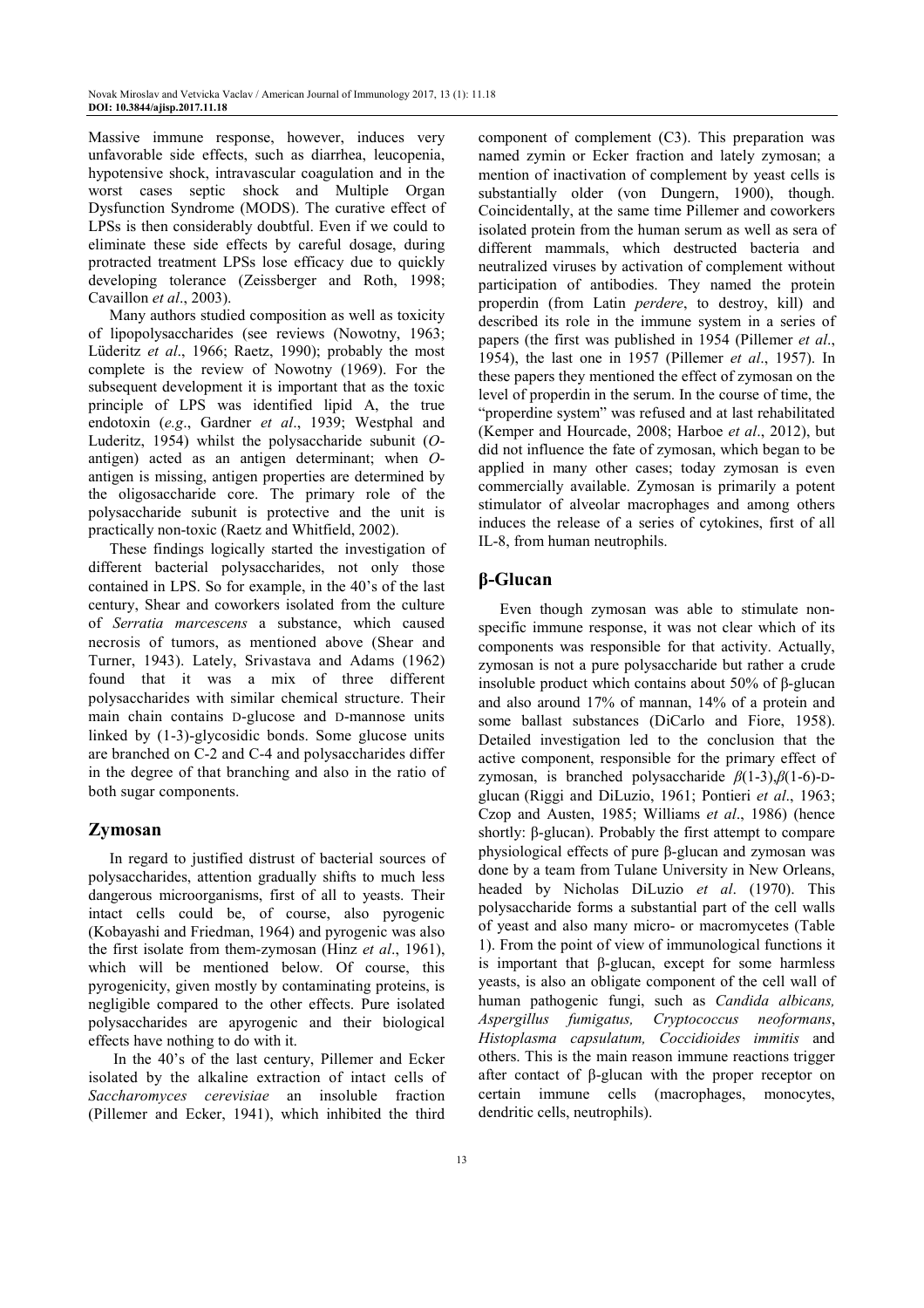Massive immune response, however, induces very unfavorable side effects, such as diarrhea, leucopenia, hypotensive shock, intravascular coagulation and in the worst cases septic shock and Multiple Organ Dysfunction Syndrome (MODS). The curative effect of LPSs is then considerably doubtful. Even if we could to eliminate these side effects by careful dosage, during protracted treatment LPSs lose efficacy due to quickly developing tolerance (Zeissberger and Roth, 1998; Cavaillon *et al*., 2003).

Many authors studied composition as well as toxicity of lipopolysaccharides (see reviews (Nowotny, 1963; Lüderitz *et al*., 1966; Raetz, 1990); probably the most complete is the review of Nowotny (1969). For the subsequent development it is important that as the toxic principle of LPS was identified lipid A, the true endotoxin (*e.g*., Gardner *et al*., 1939; Westphal and Luderitz, 1954) whilst the polysaccharide subunit (*O*-antigen) acted as an antigen determinant; when *O*-antigen is missing, antigen properties are determined by the oligosaccharide core. The primary role of the polysaccharide subunit is protective and the unit is practically non-toxic (Raetz and Whitfield, 2002).

These findings logically started the investigation of different bacterial polysaccharides, not only those contained in LPS. So for example, in the 40's of the last century, Shear and coworkers isolated from the culture of *Serratia marcescens* a substance, which caused necrosis of tumors, as mentioned above (Shear and Turner, 1943). Lately, Srivastava and Adams (1962) found that it was a mix of three different polysaccharides with similar chemical structure. Their main chain contains D-glucose and D-mannose units linked by (1-3)-glycosidic bonds. Some glucose units are branched on C-2 and C-4 and polysaccharides differ in the degree of that branching and also in the ratio of both sugar components.

## Zymosan

In regard to justified distrust of bacterial sources of polysaccharides, attention gradually shifts to much less dangerous microorganisms, first of all to yeasts. Their intact cells could be, of course, also pyrogenic (Kobayashi and Friedman, 1964) and pyrogenic was also the first isolate from them-zymosan (Hinz *et al*., 1961), which will be mentioned below. Of course, this pyrogenicity, given mostly by contaminating proteins, is negligible compared to the other effects. Pure isolated polysaccharides are apyrogenic and their biological effects have nothing to do with it.

In the 40's of the last century, Pillemer and Ecker isolated by the alkaline extraction of intact cells of *Saccharomyces cerevisiae* an insoluble fraction (Pillemer and Ecker, 1941), which inhibited the third component of complement (C3). This preparation was named zymin or Ecker fraction and lately zymosan; a mention of inactivation of complement by yeast cells is substantially older (von Dungern, 1900), though. Coincidentally, at the same time Pillemer and coworkers isolated protein from the human serum as well as sera of different mammals, which destructed bacteria and neutralized viruses by activation of complement without participation of antibodies. They named the protein properdin (from Latin *perdere*, to destroy, kill) and described its role in the immune system in a series of papers (the first was published in 1954 (Pillemer *et al*., 1954), the last one in 1957 (Pillemer *et al*., 1957). In these papers they mentioned the effect of zymosan on the level of properdin in the serum. In the course of time, the "properdine system" was refused and at last rehabilitated (Kemper and Hourcade, 2008; Harboe *et al*., 2012), but did not influence the fate of zymosan, which began to be applied in many other cases; today zymosan is even commercially available. Zymosan is primarily a potent stimulator of alveolar macrophages and among others induces the release of a series of cytokines, first of all IL-8, from human neutrophils.

## β-Glucan

Even though zymosan was able to stimulate non-specific immune response, it was not clear which of its components was responsible for that activity. Actually, zymosan is not a pure polysaccharide but rather a crude insoluble product which contains about 50% of β-glucan and also around 17% of mannan, 14% of a protein and some ballast substances (DiCarlo and Fiore, 1958). Detailed investigation led to the conclusion that the active component, responsible for the primary effect of zymosan, is branched polysaccharide *β*(1-3),*β*(1-6)-D-glucan (Riggi and DiLuzio, 1961; Pontieri *et al*., 1963; Czop and Austen, 1985; Williams *et al*., 1986) (hence shortly: β-glucan). Probably the first attempt to compare physiological effects of pure β-glucan and zymosan was done by a team from Tulane University in New Orleans, headed by Nicholas DiLuzio *et al*. (1970). This polysaccharide forms a substantial part of the cell walls of yeast and also many micro- or macromycetes (Table 1). From the point of view of immunological functions it is important that β-glucan, except for some harmless yeasts, is also an obligate component of the cell wall of human pathogenic fungi, such as *Candida albicans, Aspergillus fumigatus, Cryptococcus neoformans*, *Histoplasma capsulatum, Coccidioides immitis* and others. This is the main reason immune reactions trigger after contact of β-glucan with the proper receptor on certain immune cells (macrophages, monocytes, dendritic cells, neutrophils).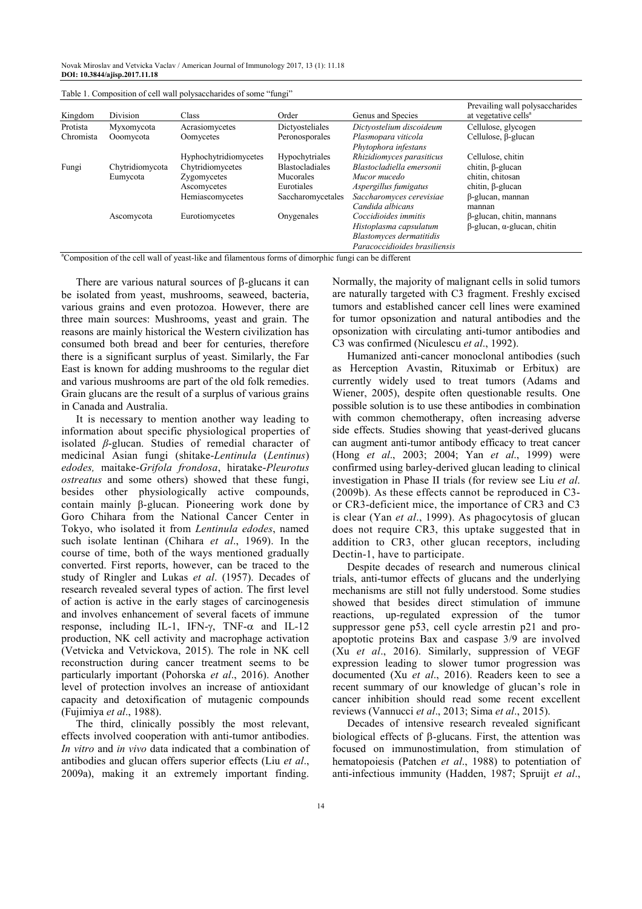Table 1. Composition of cell wall polysaccharides of some "fungi"

| Kingdom | Division | Class | Order | Genus and Species | Prevailing wall polysaccharides at vegetative cells[a] |
|---|---|---|---|---|---|
| Protista | Myxomycota | Acrasiomycetes | Dictyosteliales | *Dictyostelium discoideum* | Cellulose, glycogen |
| Chromista | Ooomycota | Oomycetes | Peronosporales | *Plasmopara viticola* *Phytophora infestans* | Cellulose, β-glucan |
| | | Hyphochytridiomycetes | Hypochytriales | *Rhizidiomyces parasiticus* | Cellulose, chitin |
| Fungi | Chytridiomycota | Chytridiomycetes | Blastocladiales | *Blastocladiella emersonii* | chitin, β-glucan |
| | Eumycota | Zygomycetes | Mucorales | *Mucor mucedo* | chitin, chitosan |
| | | Ascomycetes | Eurotiales | *Aspergillus fumigatus* | chitin, β-glucan |
| | | Hemiascomycetes | Saccharomycetales | *Saccharomyces cerevisiae* | β-glucan, mannan |
| | | | | *Candida albicans* | mannan |
| | Ascomycota | Eurotiomycetes | Onygenales | *Coccidioides immitis* | β-glucan, chitin, mannans |
| | | | | *Histoplasma capsulatum* *Blastomyces dermatitidis* *Paracoccidioides brasiliensis* | β-glucan, α-glucan, chitin |

[a]Composition of the cell wall of yeast-like and filamentous forms of dimorphic fungi can be different

There are various natural sources of β-glucans it can be isolated from yeast, mushrooms, seaweed, bacteria, various grains and even protozoa. However, there are three main sources: Mushrooms, yeast and grain. The reasons are mainly historical the Western civilization has consumed both bread and beer for centuries, therefore there is a significant surplus of yeast. Similarly, the Far East is known for adding mushrooms to the regular diet and various mushrooms are part of the old folk remedies. Grain glucans are the result of a surplus of various grains in Canada and Australia.

It is necessary to mention another way leading to information about specific physiological properties of isolated *β*-glucan. Studies of remedial character of medicinal Asian fungi (shitake-*Lentinula* (*Lentinus*) *edodes,* maitake-*Grifola frondosa*, hiratake-*Pleurotus ostreatus* and some others) showed that these fungi, besides other physiologically active compounds, contain mainly β-glucan. Pioneering work done by Goro Chihara from the National Cancer Center in Tokyo, who isolated it from *Lentinula edodes*, named such isolate lentinan (Chihara *et al*., 1969). In the course of time, both of the ways mentioned gradually converted. First reports, however, can be traced to the study of Ringler and Lukas *et al*. (1957). Decades of research revealed several types of action. The first level of action is active in the early stages of carcinogenesis and involves enhancement of several facets of immune response, including IL-1, IFN-γ, TNF-α and IL-12 production, NK cell activity and macrophage activation (Vetvicka and Vetvickova, 2015). The role in NK cell reconstruction during cancer treatment seems to be particularly important (Pohorska *et al*., 2016). Another level of protection involves an increase of antioxidant capacity and detoxification of mutagenic compounds (Fujimiya *et al*., 1988).

The third, clinically possibly the most relevant, effects involved cooperation with anti-tumor antibodies. *In vitro* and *in vivo* data indicated that a combination of antibodies and glucan offers superior effects (Liu *et al*., 2009a), making it an extremely important finding. Normally, the majority of malignant cells in solid tumors are naturally targeted with C3 fragment. Freshly excised tumors and established cancer cell lines were examined for tumor opsonization and natural antibodies and the opsonization with circulating anti-tumor antibodies and C3 was confirmed (Niculescu *et al*., 1992).

Humanized anti-cancer monoclonal antibodies (such as Herception Avastin, Rituximab or Erbitux) are currently widely used to treat tumors (Adams and Wiener, 2005), despite often questionable results. One possible solution is to use these antibodies in combination with common chemotherapy, often increasing adverse side effects. Studies showing that yeast-derived glucans can augment anti-tumor antibody efficacy to treat cancer (Hong *et al*., 2003; 2004; Yan *et al*., 1999) were confirmed using barley-derived glucan leading to clinical investigation in Phase II trials (for review see Liu *et al*. (2009b). As these effects cannot be reproduced in C3- or CR3-deficient mice, the importance of CR3 and C3 is clear (Yan *et al*., 1999). As phagocytosis of glucan does not require CR3, this uptake suggested that in addition to CR3, other glucan receptors, including Dectin-1, have to participate.

Despite decades of research and numerous clinical trials, anti-tumor effects of glucans and the underlying mechanisms are still not fully understood. Some studies showed that besides direct stimulation of immune reactions, up-regulated expression of the tumor suppressor gene p53, cell cycle arrestin p21 and pro-apoptotic proteins Bax and caspase 3/9 are involved (Xu *et al*., 2016). Similarly, suppression of VEGF expression leading to slower tumor progression was documented (Xu *et al*., 2016). Readers keen to see a recent summary of our knowledge of glucan's role in cancer inhibition should read some recent excellent reviews (Vannucci *et al*., 2013; Sima *et al*., 2015).

Decades of intensive research revealed significant biological effects of β-glucans. First, the attention was focused on immunostimulation, from stimulation of hematopoiesis (Patchen *et al*., 1988) to potentiation of anti-infectious immunity (Hadden, 1987; Spruijt *et al*.,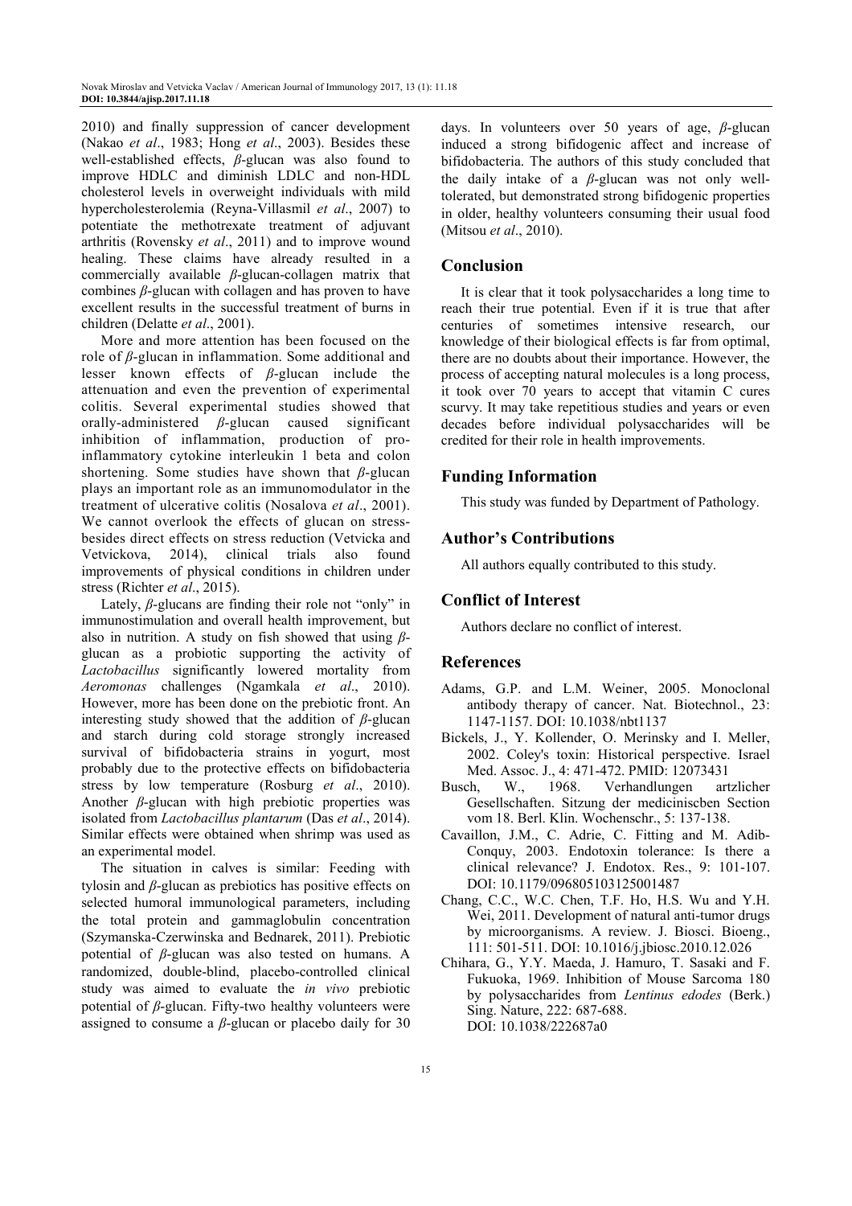2010) and finally suppression of cancer development (Nakao *et al*., 1983; Hong *et al*., 2003). Besides these well-established effects, *β*-glucan was also found to improve HDLC and diminish LDLC and non-HDL cholesterol levels in overweight individuals with mild hypercholesterolemia (Reyna-Villasmil *et al*., 2007) to potentiate the methotrexate treatment of adjuvant arthritis (Rovensky *et al*., 2011) and to improve wound healing. These claims have already resulted in a commercially available *β*-glucan-collagen matrix that combines *β*-glucan with collagen and has proven to have excellent results in the successful treatment of burns in children (Delatte *et al*., 2001).

More and more attention has been focused on the role of *β*-glucan in inflammation. Some additional and lesser known effects of *β*-glucan include the attenuation and even the prevention of experimental colitis. Several experimental studies showed that orally-administered *β*-glucan caused significant inhibition of inflammation, production of pro-inflammatory cytokine interleukin 1 beta and colon shortening. Some studies have shown that *β*-glucan plays an important role as an immunomodulator in the treatment of ulcerative colitis (Nosalova *et al*., 2001). We cannot overlook the effects of glucan on stress-besides direct effects on stress reduction (Vetvicka and Vetvickova, 2014), clinical trials also found improvements of physical conditions in children under stress (Richter *et al*., 2015).

Lately, *β*-glucans are finding their role not "only" in immunostimulation and overall health improvement, but also in nutrition. A study on fish showed that using *β*-glucan as a probiotic supporting the activity of *Lactobacillus* significantly lowered mortality from *Aeromonas* challenges (Ngamkala *et al*., 2010). However, more has been done on the prebiotic front. An interesting study showed that the addition of *β*-glucan and starch during cold storage strongly increased survival of bifidobacteria strains in yogurt, most probably due to the protective effects on bifidobacteria stress by low temperature (Rosburg *et al*., 2010). Another *β*-glucan with high prebiotic properties was isolated from *Lactobacillus plantarum* (Das *et al*., 2014). Similar effects were obtained when shrimp was used as an experimental model.

The situation in calves is similar: Feeding with tylosin and *β*-glucan as prebiotics has positive effects on selected humoral immunological parameters, including the total protein and gammaglobulin concentration (Szymanska-Czerwinska and Bednarek, 2011). Prebiotic potential of *β*-glucan was also tested on humans. A randomized, double-blind, placebo-controlled clinical study was aimed to evaluate the *in vivo* prebiotic potential of *β*-glucan. Fifty-two healthy volunteers were assigned to consume a *β*-glucan or placebo daily for 30 days. In volunteers over 50 years of age, *β*-glucan induced a strong bifidogenic affect and increase of bifidobacteria. The authors of this study concluded that the daily intake of a *β*-glucan was not only well-tolerated, but demonstrated strong bifidogenic properties in older, healthy volunteers consuming their usual food (Mitsou *et al*., 2010).

## Conclusion

It is clear that it took polysaccharides a long time to reach their true potential. Even if it is true that after centuries of sometimes intensive research, our knowledge of their biological effects is far from optimal, there are no doubts about their importance. However, the process of accepting natural molecules is a long process, it took over 70 years to accept that vitamin C cures scurvy. It may take repetitious studies and years or even decades before individual polysaccharides will be credited for their role in health improvements.

## Funding Information

This study was funded by Department of Pathology.

## Author's Contributions

All authors equally contributed to this study.

## Conflict of Interest

Authors declare no conflict of interest.

## References

Adams, G.P. and L.M. Weiner, 2005. Monoclonal antibody therapy of cancer. Nat. Biotechnol., 23: 1147-1157. DOI: 10.1038/nbt1137

Bickels, J., Y. Kollender, O. Merinsky and I. Meller, 2002. Coley's toxin: Historical perspective. Israel Med. Assoc. J., 4: 471-472. PMID: 12073431

Busch, W., 1968. Verhandlungen artzlicher Gesellschaften. Sitzung der mediciniscben Section vom 18. Berl. Klin. Wochenschr., 5: 137-138.

Cavaillon, J.M., C. Adrie, C. Fitting and M. Adib-Conquy, 2003. Endotoxin tolerance: Is there a clinical relevance? J. Endotox. Res., 9: 101-107. DOI: 10.1179/096805103125001487

Chang, C.C., W.C. Chen, T.F. Ho, H.S. Wu and Y.H. Wei, 2011. Development of natural anti-tumor drugs by microorganisms. A review. J. Biosci. Bioeng., 111: 501-511. DOI: 10.1016/j.jbiosc.2010.12.026

Chihara, G., Y.Y. Maeda, J. Hamuro, T. Sasaki and F. Fukuoka, 1969. Inhibition of Mouse Sarcoma 180 by polysaccharides from *Lentinus edodes* (Berk.) Sing. Nature, 222: 687-688. DOI: 10.1038/222687a0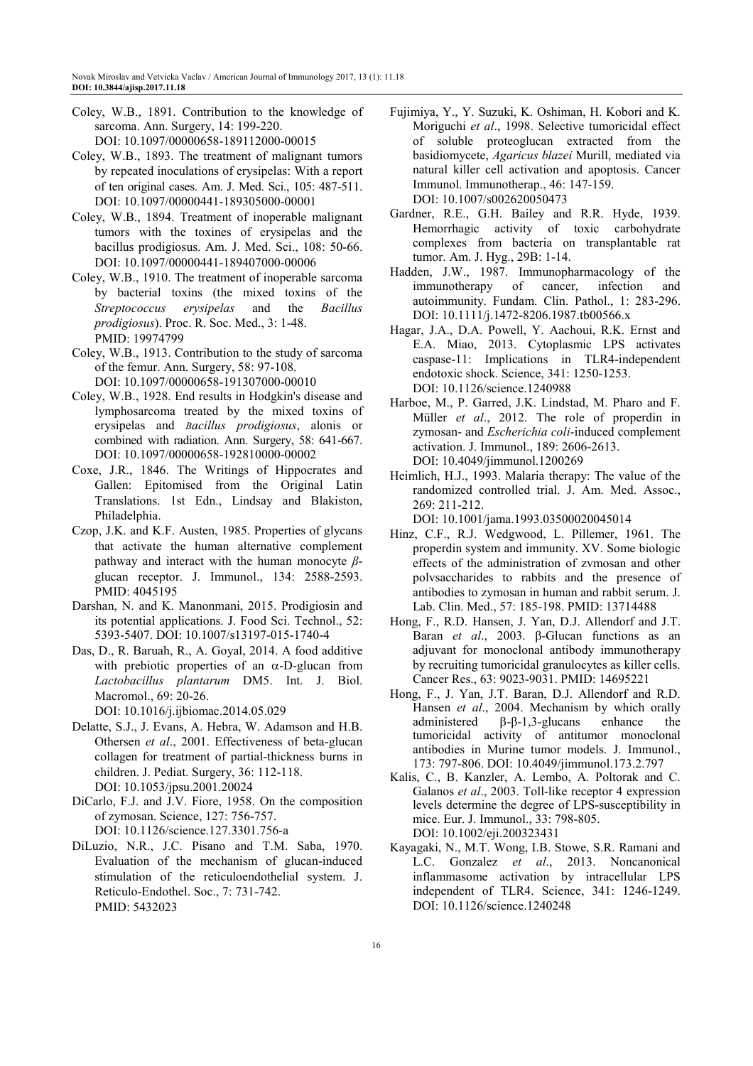Coley, W.B., 1891. Contribution to the knowledge of sarcoma. Ann. Surgery, 14: 199-220. DOI: 10.1097/00000658-189112000-00015

Coley, W.B., 1893. The treatment of malignant tumors by repeated inoculations of erysipelas: With a report of ten original cases. Am. J. Med. Sci., 105: 487-511. DOI: 10.1097/00000441-189305000-00001

Coley, W.B., 1894. Treatment of inoperable malignant tumors with the toxines of erysipelas and the bacillus prodigiosus. Am. J. Med. Sci., 108: 50-66. DOI: 10.1097/00000441-189407000-00006

Coley, W.B., 1910. The treatment of inoperable sarcoma by bacterial toxins (the mixed toxins of the *Streptococcus erysipelas* and the *Bacillus prodigiosus*). Proc. R. Soc. Med., 3: 1-48. PMID: 19974799

Coley, W.B., 1913. Contribution to the study of sarcoma of the femur. Ann. Surgery, 58: 97-108. DOI: 10.1097/00000658-191307000-00010

Coley, W.B., 1928. End results in Hodgkin's disease and lymphosarcoma treated by the mixed toxins of erysipelas and *Bacillus prodigiosus*, alonis or combined with radiation. Ann. Surgery, 58: 641-667. DOI: 10.1097/00000658-192810000-00002

Coxe, J.R., 1846. The Writings of Hippocrates and Gallen: Epitomised from the Original Latin Translations. 1st Edn., Lindsay and Blakiston, Philadelphia.

Czop, J.K. and K.F. Austen, 1985. Properties of glycans that activate the human alternative complement pathway and interact with the human monocyte *β*-glucan receptor. J. Immunol., 134: 2588-2593. PMID: 4045195

Darshan, N. and K. Manonmani, 2015. Prodigiosin and its potential applications. J. Food Sci. Technol., 52: 5393-5407. DOI: 10.1007/s13197-015-1740-4

Das, D., R. Baruah, R., A. Goyal, 2014. A food additive with prebiotic properties of an α-D-glucan from *Lactobacillus plantarum* DM5. Int. J. Biol. Macromol., 69: 20-26. DOI: 10.1016/j.ijbiomac.2014.05.029

Delatte, S.J., J. Evans, A. Hebra, W. Adamson and H.B. Othersen *et al*., 2001. Effectiveness of beta-glucan collagen for treatment of partial-thickness burns in children. J. Pediat. Surgery, 36: 112-118. DOI: 10.1053/jpsu.2001.20024

DiCarlo, F.J. and J.V. Fiore, 1958. On the composition of zymosan. Science, 127: 756-757. DOI: 10.1126/science.127.3301.756-a

DiLuzio, N.R., J.C. Pisano and T.M. Saba, 1970. Evaluation of the mechanism of glucan-induced stimulation of the reticuloendothelial system. J. Reticulo-Endothel. Soc., 7: 731-742. PMID: 5432023

Fujimiya, Y., Y. Suzuki, K. Oshiman, H. Kobori and K. Moriguchi *et al*., 1998. Selective tumoricidal effect of soluble proteoglucan extracted from the basidiomycete, *Agaricus blazei* Murill, mediated via natural killer cell activation and apoptosis. Cancer Immunol. Immunotherap., 46: 147-159. DOI: 10.1007/s002620050473

Gardner, R.E., G.H. Bailey and R.R. Hyde, 1939. Hemorrhagic activity of toxic carbohydrate complexes from bacteria on transplantable rat tumor. Am. J. Hyg., 29B: 1-14.

Hadden, J.W., 1987. Immunopharmacology of the immunotherapy of cancer, infection and autoimmunity. Fundam. Clin. Pathol., 1: 283-296. DOI: 10.1111/j.1472-8206.1987.tb00566.x

Hagar, J.A., D.A. Powell, Y. Aachoui, R.K. Ernst and E.A. Miao, 2013. Cytoplasmic LPS activates caspase-11: Implications in TLR4-independent endotoxic shock. Science, 341: 1250-1253. DOI: 10.1126/science.1240988

Harboe, M., P. Garred, J.K. Lindstad, M. Pharo and F. Müller *et al*., 2012. The role of properdin in zymosan- and *Escherichia coli*-induced complement activation. J. Immunol., 189: 2606-2613. DOI: 10.4049/jimmunol.1200269

Heimlich, H.J., 1993. Malaria therapy: The value of the randomized controlled trial. J. Am. Med. Assoc., 269: 211-212. DOI: 10.1001/jama.1993.03500020045014

Hinz, C.F., R.J. Wedgwood, L. Pillemer, 1961. The properdin system and immunity. XV. Some biologic effects of the administration of zvmosan and other polvsaccharides to rabbits and the presence of antibodies to zymosan in human and rabbit serum. J. Lab. Clin. Med., 57: 185-198. PMID: 13714488

Hong, F., R.D. Hansen, J. Yan, D.J. Allendorf and J.T. Baran *et al*., 2003. β-Glucan functions as an adjuvant for monoclonal antibody immunotherapy by recruiting tumoricidal granulocytes as killer cells. Cancer Res., 63: 9023-9031. PMID: 14695221

Hong, F., J. Yan, J.T. Baran, D.J. Allendorf and R.D. Hansen *et al*., 2004. Mechanism by which orally administered β-β-1,3-glucans enhance the tumoricidal activity of antitumor monoclonal antibodies in Murine tumor models. J. Immunol., 173: 797-806. DOI: 10.4049/jimmunol.173.2.797

Kalis, C., B. Kanzler, A. Lembo, A. Poltorak and C. Galanos *et al*., 2003. Toll-like receptor 4 expression levels determine the degree of LPS-susceptibility in mice. Eur. J. Immunol., 33: 798-805. DOI: 10.1002/eji.200323431

Kayagaki, N., M.T. Wong, I.B. Stowe, S.R. Ramani and L.C. Gonzalez *et al*., 2013. Noncanonical inflammasome activation by intracellular LPS independent of TLR4. Science, 341: 1246-1249. DOI: 10.1126/science.1240248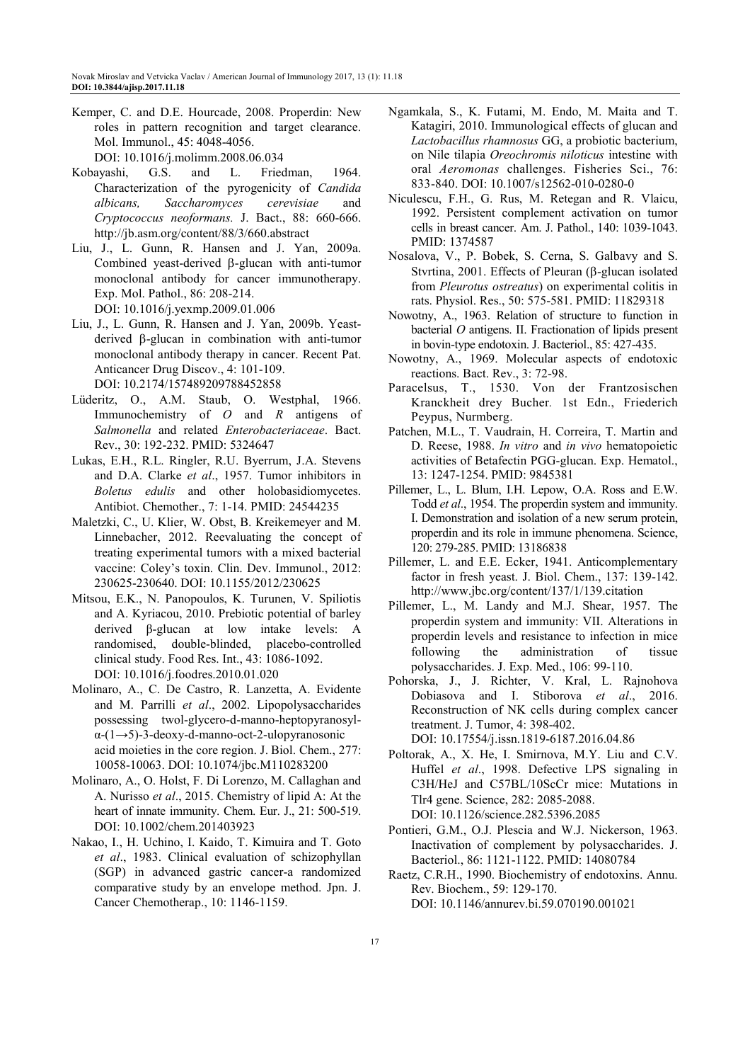Kemper, C. and D.E. Hourcade, 2008. Properdin: New roles in pattern recognition and target clearance. Mol. Immunol., 45: 4048-4056. DOI: 10.1016/j.molimm.2008.06.034

Kobayashi, G.S. and L. Friedman, 1964. Characterization of the pyrogenicity of *Candida albicans, Saccharomyces cerevisiae* and *Cryptococcus neoformans.* J. Bact., 88: 660-666. http://jb.asm.org/content/88/3/660.abstract

Liu, J., L. Gunn, R. Hansen and J. Yan, 2009a. Combined yeast-derived β-glucan with anti-tumor monoclonal antibody for cancer immunotherapy. Exp. Mol. Pathol., 86: 208-214. DOI: 10.1016/j.yexmp.2009.01.006

Liu, J., L. Gunn, R. Hansen and J. Yan, 2009b. Yeast-derived β-glucan in combination with anti-tumor monoclonal antibody therapy in cancer. Recent Pat. Anticancer Drug Discov., 4: 101-109. DOI: 10.2174/157489209788452858

Lüderitz, O., A.M. Staub, O. Westphal, 1966. Immunochemistry of *O* and *R* antigens of *Salmonella* and related *Enterobacteriaceae*. Bact. Rev., 30: 192-232. PMID: 5324647

Lukas, E.H., R.L. Ringler, R.U. Byerrum, J.A. Stevens and D.A. Clarke *et al*., 1957. Tumor inhibitors in *Boletus edulis* and other holobasidiomycetes. Antibiot. Chemother., 7: 1-14. PMID: 24544235

Maletzki, C., U. Klier, W. Obst, B. Kreikemeyer and M. Linnebacher, 2012. Reevaluating the concept of treating experimental tumors with a mixed bacterial vaccine: Coley's toxin. Clin. Dev. Immunol., 2012: 230625-230640. DOI: 10.1155/2012/230625

Mitsou, E.K., N. Panopoulos, K. Turunen, V. Spiliotis and A. Kyriacou, 2010. Prebiotic potential of barley derived β-glucan at low intake levels: A randomised, double-blinded, placebo-controlled clinical study. Food Res. Int., 43: 1086-1092. DOI: 10.1016/j.foodres.2010.01.020

Molinaro, A., C. De Castro, R. Lanzetta, A. Evidente and M. Parrilli *et al*., 2002. Lipopolysaccharides possessing twol-glycero-d-manno-heptopyranosyl-α-(1→5)-3-deoxy-d-manno-oct-2-ulopyranosonic acid moieties in the core region. J. Biol. Chem., 277: 10058-10063. DOI: 10.1074/jbc.M110283200

Molinaro, A., O. Holst, F. Di Lorenzo, M. Callaghan and A. Nurisso *et al*., 2015. Chemistry of lipid A: At the heart of innate immunity. Chem. Eur. J., 21: 500-519. DOI: 10.1002/chem.201403923

Nakao, I., H. Uchino, I. Kaido, T. Kimuira and T. Goto *et al*., 1983. Clinical evaluation of schizophyllan (SGP) in advanced gastric cancer-a randomized comparative study by an envelope method. Jpn. J. Cancer Chemotherap., 10: 1146-1159.

Ngamkala, S., K. Futami, M. Endo, M. Maita and T. Katagiri, 2010. Immunological effects of glucan and *Lactobacillus rhamnosus* GG, a probiotic bacterium, on Nile tilapia *Oreochromis niloticus* intestine with oral *Aeromonas* challenges. Fisheries Sci., 76: 833-840. DOI: 10.1007/s12562-010-0280-0

Niculescu, F.H., G. Rus, M. Retegan and R. Vlaicu, 1992. Persistent complement activation on tumor cells in breast cancer. Am. J. Pathol., 140: 1039-1043. PMID: 1374587

Nosalova, V., P. Bobek, S. Cerna, S. Galbavy and S. Stvrtina, 2001. Effects of Pleuran (β-glucan isolated from *Pleurotus ostreatus*) on experimental colitis in rats. Physiol. Res., 50: 575-581. PMID: 11829318

Nowotny, A., 1963. Relation of structure to function in bacterial *O* antigens. II. Fractionation of lipids present in bovin-type endotoxin. J. Bacteriol., 85: 427-435.

Nowotny, A., 1969. Molecular aspects of endotoxic reactions. Bact. Rev., 3: 72-98.

Paracelsus, T., 1530. Von der Frantzosischen Kranckheit drey Bucher*.* 1st Edn., Friederich Peypus, Nurmberg.

Patchen, M.L., T. Vaudrain, H. Correira, T. Martin and D. Reese, 1988. *In vitro* and *in vivo* hematopoietic activities of Betafectin PGG-glucan. Exp. Hematol., 13: 1247-1254. PMID: 9845381

Pillemer, L., L. Blum, I.H. Lepow, O.A. Ross and E.W. Todd *et al*., 1954. The properdin system and immunity. I. Demonstration and isolation of a new serum protein, properdin and its role in immune phenomena. Science, 120: 279-285. PMID: 13186838

Pillemer, L. and E.E. Ecker, 1941. Anticomplementary factor in fresh yeast. J. Biol. Chem., 137: 139-142. http://www.jbc.org/content/137/1/139.citation

Pillemer, L., M. Landy and M.J. Shear, 1957. The properdin system and immunity: VII. Alterations in properdin levels and resistance to infection in mice following the administration of tissue polysaccharides. J. Exp. Med., 106: 99-110.

Pohorska, J., J. Richter, V. Kral, L. Rajnohova Dobiasova and I. Stiborova *et al*., 2016. Reconstruction of NK cells during complex cancer treatment. J. Tumor, 4: 398-402. DOI: 10.17554/j.issn.1819-6187.2016.04.86

Poltorak, A., X. He, I. Smirnova, M.Y. Liu and C.V. Huffel *et al*., 1998. Defective LPS signaling in C3H/HeJ and C57BL/10ScCr mice: Mutations in Tlr4 gene. Science, 282: 2085-2088. DOI: 10.1126/science.282.5396.2085

Pontieri, G.M., O.J. Plescia and W.J. Nickerson, 1963. Inactivation of complement by polysaccharides. J. Bacteriol., 86: 1121-1122. PMID: 14080784

Raetz, C.R.H., 1990. Biochemistry of endotoxins. Annu. Rev. Biochem., 59: 129-170. DOI: 10.1146/annurev.bi.59.070190.001021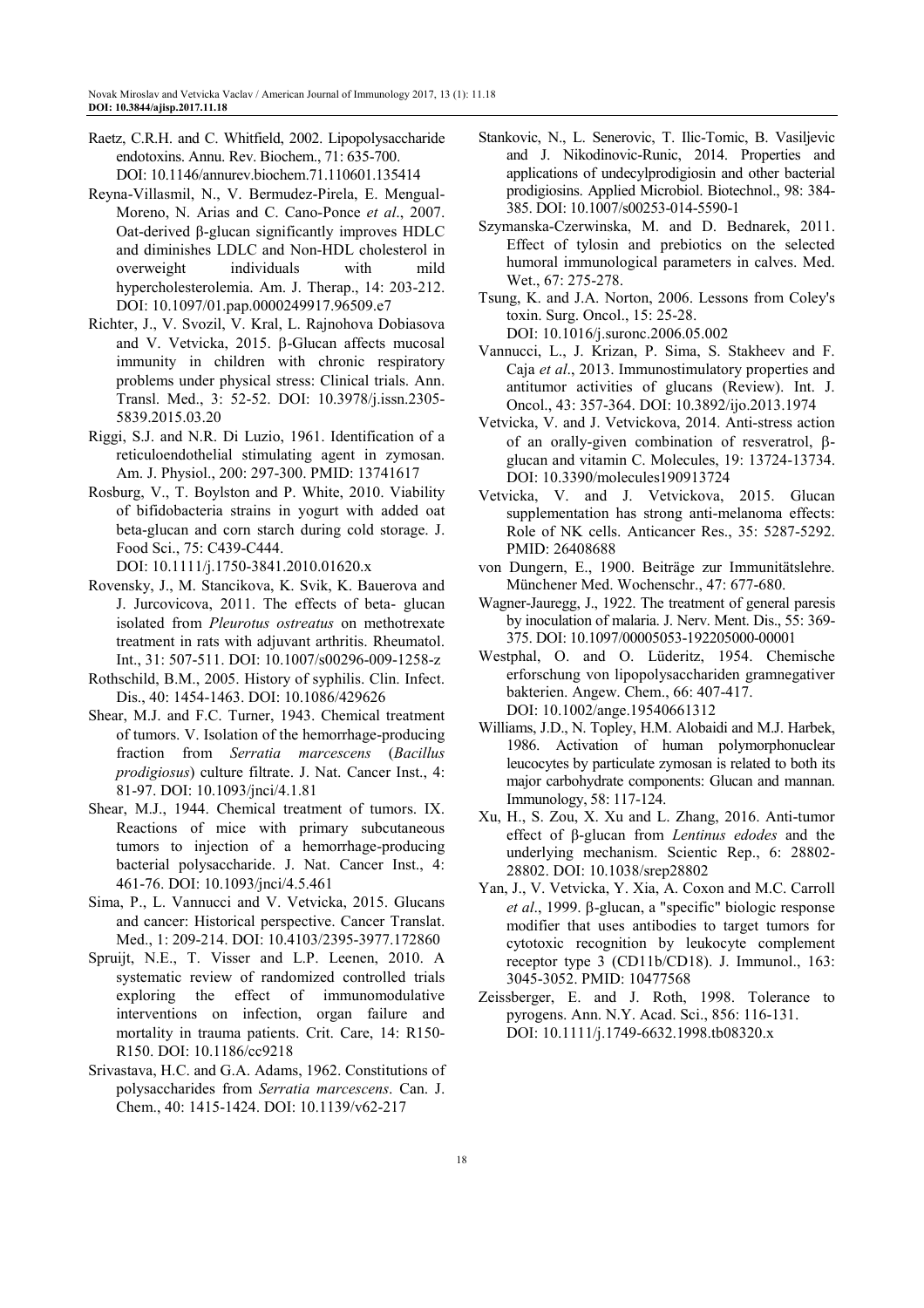Raetz, C.R.H. and C. Whitfield, 2002. Lipopolysaccharide endotoxins. Annu. Rev. Biochem., 71: 635-700. DOI: 10.1146/annurev.biochem.71.110601.135414

Reyna-Villasmil, N., V. Bermudez-Pirela, E. Mengual-Moreno, N. Arias and C. Cano-Ponce *et al*., 2007. Oat-derived β-glucan significantly improves HDLC and diminishes LDLC and Non-HDL cholesterol in overweight individuals with mild hypercholesterolemia. Am. J. Therap., 14: 203-212. DOI: 10.1097/01.pap.0000249917.96509.e7

Richter, J., V. Svozil, V. Kral, L. Rajnohova Dobiasova and V. Vetvicka, 2015. β-Glucan affects mucosal immunity in children with chronic respiratory problems under physical stress: Clinical trials. Ann. Transl. Med., 3: 52-52. DOI: 10.3978/j.issn.2305-5839.2015.03.20

Riggi, S.J. and N.R. Di Luzio, 1961. Identification of a reticuloendothelial stimulating agent in zymosan. Am. J. Physiol., 200: 297-300. PMID: 13741617

Rosburg, V., T. Boylston and P. White, 2010. Viability of bifidobacteria strains in yogurt with added oat beta-glucan and corn starch during cold storage. J. Food Sci., 75: C439-C444. DOI: 10.1111/j.1750-3841.2010.01620.x

Rovensky, J., M. Stancikova, K. Svik, K. Bauerova and J. Jurcovicova, 2011. The effects of beta- glucan isolated from *Pleurotus ostreatus* on methotrexate treatment in rats with adjuvant arthritis. Rheumatol. Int., 31: 507-511. DOI: 10.1007/s00296-009-1258-z

Rothschild, B.M., 2005. History of syphilis. Clin. Infect. Dis., 40: 1454-1463. DOI: 10.1086/429626

Shear, M.J. and F.C. Turner, 1943. Chemical treatment of tumors. V. Isolation of the hemorrhage-producing fraction from *Serratia marcescens* (*Bacillus prodigiosus*) culture filtrate. J. Nat. Cancer Inst., 4: 81-97. DOI: 10.1093/jnci/4.1.81

Shear, M.J., 1944. Chemical treatment of tumors. IX. Reactions of mice with primary subcutaneous tumors to injection of a hemorrhage-producing bacterial polysaccharide. J. Nat. Cancer Inst., 4: 461-76. DOI: 10.1093/jnci/4.5.461

Sima, P., L. Vannucci and V. Vetvicka, 2015. Glucans and cancer: Historical perspective. Cancer Translat. Med., 1: 209-214. DOI: 10.4103/2395-3977.172860

Spruijt, N.E., T. Visser and L.P. Leenen, 2010. A systematic review of randomized controlled trials exploring the effect of immunomodulative interventions on infection, organ failure and mortality in trauma patients. Crit. Care, 14: R150-R150. DOI: 10.1186/cc9218

Srivastava, H.C. and G.A. Adams, 1962. Constitutions of polysaccharides from *Serratia marcescens*. Can. J. Chem., 40: 1415-1424. DOI: 10.1139/v62-217

Stankovic, N., L. Senerovic, T. Ilic-Tomic, B. Vasiljevic and J. Nikodinovic-Runic, 2014. Properties and applications of undecylprodigiosin and other bacterial prodigiosins. Applied Microbiol. Biotechnol., 98: 384-385. DOI: 10.1007/s00253-014-5590-1

Szymanska-Czerwinska, M. and D. Bednarek, 2011. Effect of tylosin and prebiotics on the selected humoral immunological parameters in calves. Med. Wet., 67: 275-278.

Tsung, K. and J.A. Norton, 2006. Lessons from Coley's toxin. Surg. Oncol., 15: 25-28. DOI: 10.1016/j.suronc.2006.05.002

Vannucci, L., J. Krizan, P. Sima, S. Stakheev and F. Caja *et al*., 2013. Immunostimulatory properties and antitumor activities of glucans (Review). Int. J. Oncol., 43: 357-364. DOI: 10.3892/ijo.2013.1974

Vetvicka, V. and J. Vetvickova, 2014. Anti-stress action of an orally-given combination of resveratrol, β-glucan and vitamin C. Molecules, 19: 13724-13734. DOI: 10.3390/molecules190913724

Vetvicka, V. and J. Vetvickova, 2015. Glucan supplementation has strong anti-melanoma effects: Role of NK cells. Anticancer Res., 35: 5287-5292. PMID: 26408688

von Dungern, E., 1900. Beiträge zur Immunitätslehre. Münchener Med. Wochenschr., 47: 677-680.

Wagner-Jauregg, J., 1922. The treatment of general paresis by inoculation of malaria. J. Nerv. Ment. Dis., 55: 369-375. DOI: 10.1097/00005053-192205000-00001

Westphal, O. and O. Lüderitz, 1954. Chemische erforschung von lipopolysacchariden gramnegativer bakterien. Angew. Chem., 66: 407-417. DOI: 10.1002/ange.19540661312

Williams, J.D., N. Topley, H.M. Alobaidi and M.J. Harbek, 1986. Activation of human polymorphonuclear leucocytes by particulate zymosan is related to both its major carbohydrate components: Glucan and mannan. Immunology, 58: 117-124.

Xu, H., S. Zou, X. Xu and L. Zhang, 2016. Anti-tumor effect of β-glucan from *Lentinus edodes* and the underlying mechanism. Scientic Rep., 6: 28802-28802. DOI: 10.1038/srep28802

Yan, J., V. Vetvicka, Y. Xia, A. Coxon and M.C. Carroll *et al*., 1999. β-glucan, a "specific" biologic response modifier that uses antibodies to target tumors for cytotoxic recognition by leukocyte complement receptor type 3 (CD11b/CD18). J. Immunol., 163: 3045-3052. PMID: 10477568

Zeissberger, E. and J. Roth, 1998. Tolerance to pyrogens. Ann. N.Y. Acad. Sci., 856: 116-131. DOI: 10.1111/j.1749-6632.1998.tb08320.x